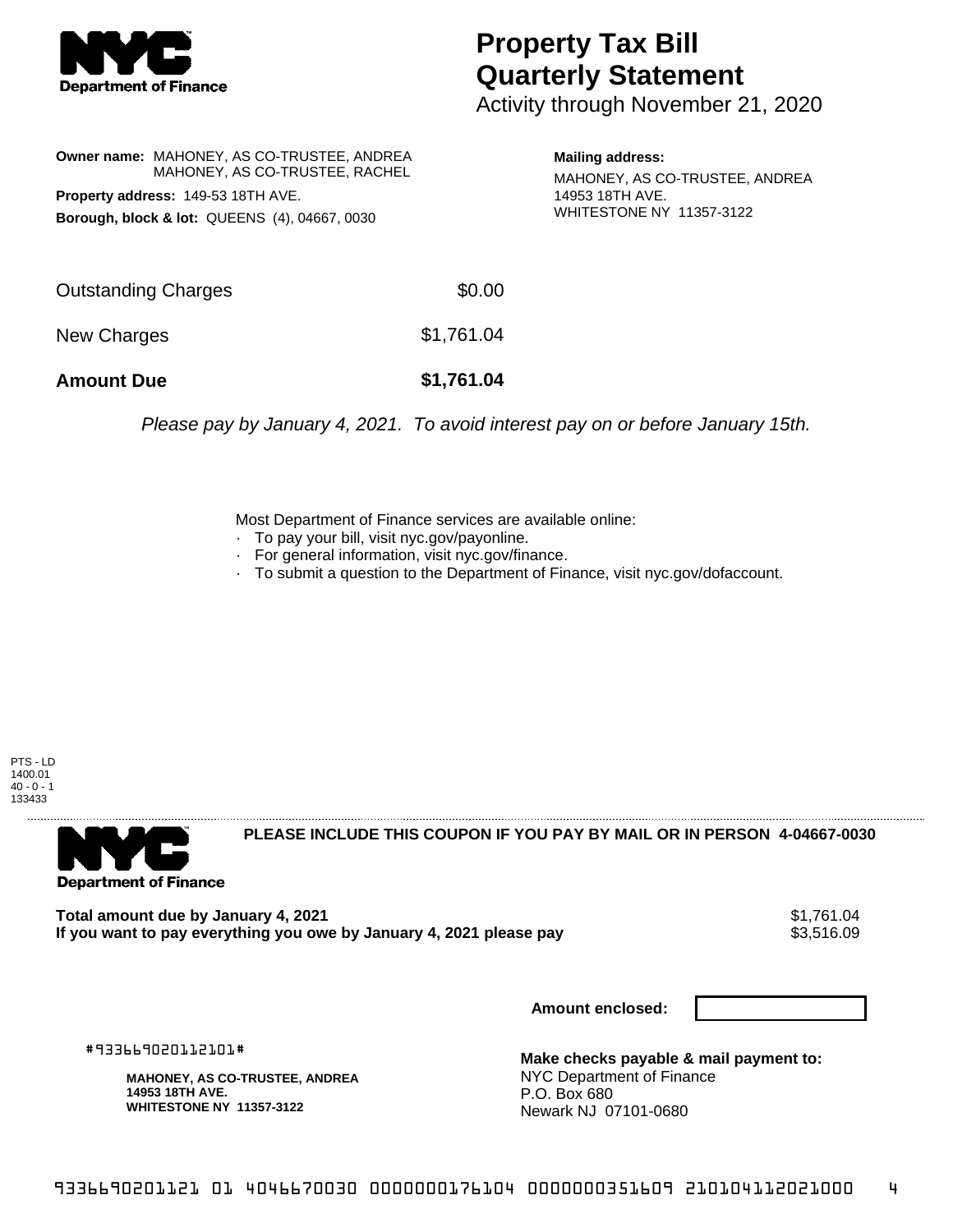# Property Tax Bill Quarterly Statement

Activity through November 21, 2020

**Owner name:** MAHONEY, AS CO-TRUSTEE, ANDREA
MAHONEY, AS CO-TRUSTEE, RACHEL

**Property address:** 149-53 18TH AVE.

**Borough, block & lot:** QUEENS (4), 04667, 0030

**Mailing address:**
MAHONEY, AS CO-TRUSTEE, ANDREA
14953 18TH AVE.
WHITESTONE NY 11357-3122

| | |
|---|---|
| Outstanding Charges | $0.00 |
| New Charges | $1,761.04 |
| **Amount Due** | **$1,761.04** |

*Please pay by January 4, 2021. To avoid interest pay on or before January 15th.*

Most Department of Finance services are available online:

- To pay your bill, visit nyc.gov/payonline.
- For general information, visit nyc.gov/finance.
- To submit a question to the Department of Finance, visit nyc.gov/dofaccount.

PTS - LD
1400.01
40 - 0 - 1
133433

**PLEASE INCLUDE THIS COUPON IF YOU PAY BY MAIL OR IN PERSON 4-04667-0030**

**Total amount due by January 4, 2021** $1,761.04
**If you want to pay everything you owe by January 4, 2021 please pay** $3,516.09

**Amount enclosed:**

#933669020112101#

**MAHONEY, AS CO-TRUSTEE, ANDREA**
**14953 18TH AVE.**
**WHITESTONE NY 11357-3122**

**Make checks payable & mail payment to:**
NYC Department of Finance
P.O. Box 680
Newark NJ 07101-0680

9336690201121 01 4046670030 0000000176104 0000000351609 210104112021000 4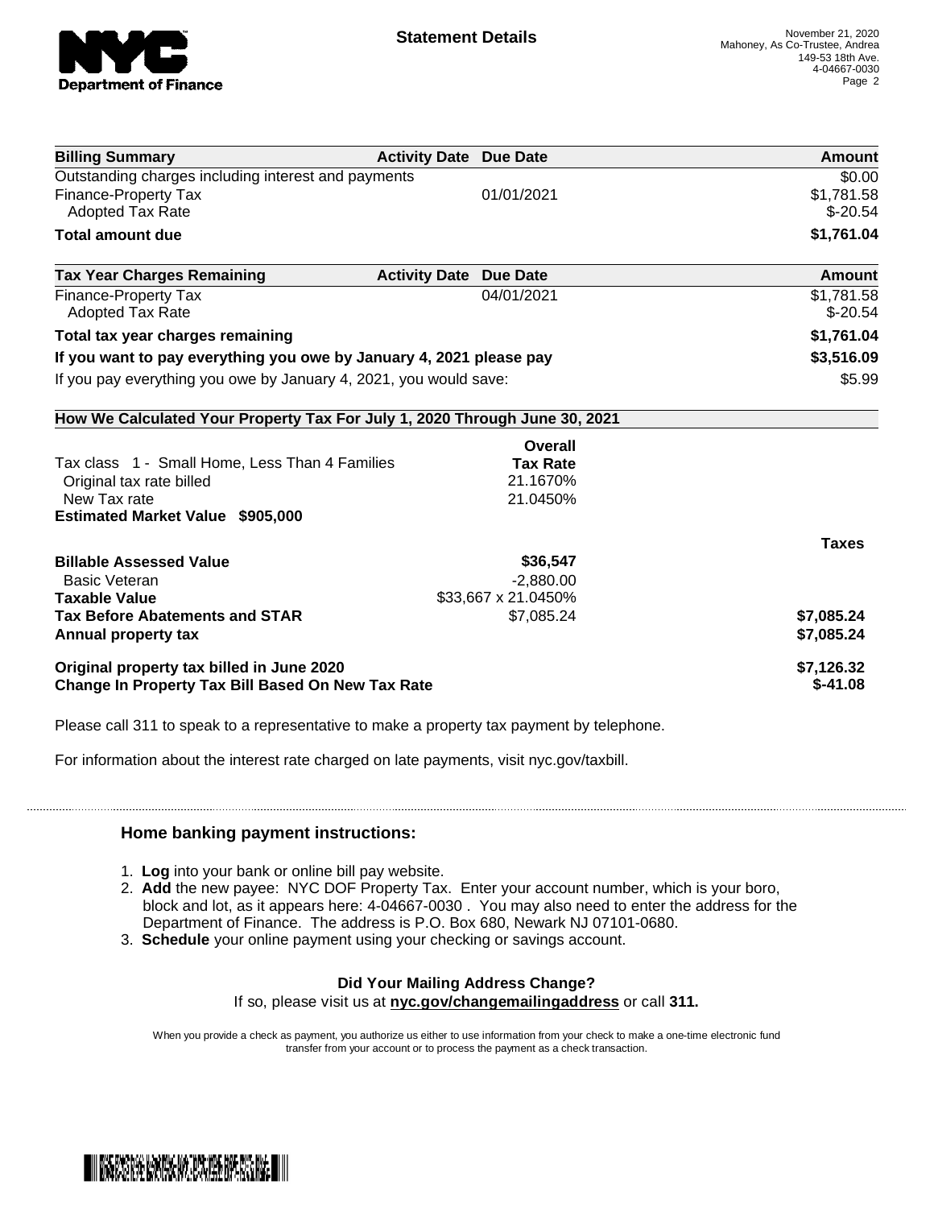**Statement Details**

November 21, 2020
Mahoney, As Co-Trustee, Andrea
149-53 18th Ave.
4-04667-0030

| Billing Summary | Activity Date | Due Date | Amount |
|---|---|---|---|
| Outstanding charges including interest and payments | | | $0.00 |
| Finance-Property Tax | | 01/01/2021 | $1,781.58 |
| Adopted Tax Rate | | | $-20.54 |
| **Total amount due** | | | **$1,761.04** |

| Tax Year Charges Remaining | Activity Date | Due Date | Amount |
|---|---|---|---|
| Finance-Property Tax | | 04/01/2021 | $1,781.58 |
| Adopted Tax Rate | | | $-20.54 |
| **Total tax year charges remaining** | | | **$1,761.04** |
| **If you want to pay everything you owe by January 4, 2021 please pay** | | | **$3,516.09** |
| If you pay everything you owe by January 4, 2021, you would save: | | | $5.99 |

**How We Calculated Your Property Tax For July 1, 2020 Through June 30, 2021**

| | Overall Tax Rate | |
|---|---|---|
| Tax class 1 - Small Home, Less Than 4 Families | | |
| Original tax rate billed | 21.1670% | |
| New Tax rate | 21.0450% | |
| **Estimated Market Value $905,000** | | |
| | | **Taxes** |
| **Billable Assessed Value** | **$36,547** | |
| Basic Veteran | -2,880.00 | |
| **Taxable Value** | $33,667 x 21.0450% | |
| **Tax Before Abatements and STAR** | $7,085.24 | **$7,085.24** |
| **Annual property tax** | | **$7,085.24** |
| **Original property tax billed in June 2020** | | **$7,126.32** |
| **Change In Property Tax Bill Based On New Tax Rate** | | **$-41.08** |

Please call 311 to speak to a representative to make a property tax payment by telephone.

For information about the interest rate charged on late payments, visit nyc.gov/taxbill.

### Home banking payment instructions:

1. **Log** into your bank or online bill pay website.
2. **Add** the new payee: NYC DOF Property Tax. Enter your account number, which is your boro, block and lot, as it appears here: 4-04667-0030 . You may also need to enter the address for the Department of Finance. The address is P.O. Box 680, Newark NJ 07101-0680.
3. **Schedule** your online payment using your checking or savings account.

**Did Your Mailing Address Change?**

If so, please visit us at **nyc.gov/changemailingaddress** or call **311.**

When you provide a check as payment, you authorize us either to use information from your check to make a one-time electronic fund transfer from your account or to process the payment as a check transaction.